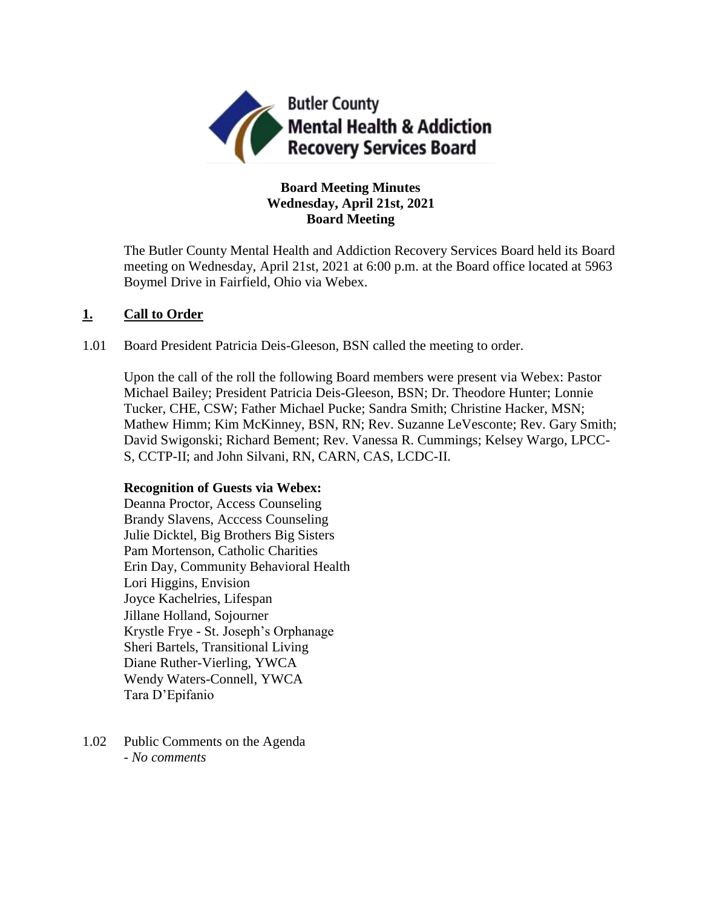Butler County
Mental Health & Addiction
Recovery Services Board

**Board Meeting Minutes**
**Wednesday, April 21st, 2021**
**Board Meeting**

The Butler County Mental Health and Addiction Recovery Services Board held its Board meeting on Wednesday, April 21st, 2021 at 6:00 p.m. at the Board office located at 5963 Boymel Drive in Fairfield, Ohio via Webex.

## 1. Call to Order

1.01 Board President Patricia Deis-Gleeson, BSN called the meeting to order.

Upon the call of the roll the following Board members were present via Webex: Pastor Michael Bailey; President Patricia Deis-Gleeson, BSN; Dr. Theodore Hunter; Lonnie Tucker, CHE, CSW; Father Michael Pucke; Sandra Smith; Christine Hacker, MSN; Mathew Himm; Kim McKinney, BSN, RN; Rev. Suzanne LeVesconte; Rev. Gary Smith; David Swigonski; Richard Bement; Rev. Vanessa R. Cummings; Kelsey Wargo, LPCC-S, CCTP-II; and John Silvani, RN, CARN, CAS, LCDC-II.

**Recognition of Guests via Webex:**
Deanna Proctor, Access Counseling
Brandy Slavens, Acccess Counseling
Julie Dicktel, Big Brothers Big Sisters
Pam Mortenson, Catholic Charities
Erin Day, Community Behavioral Health
Lori Higgins, Envision
Joyce Kachelries, Lifespan
Jillane Holland, Sojourner
Krystle Frye - St. Joseph's Orphanage
Sheri Bartels, Transitional Living
Diane Ruther-Vierling, YWCA
Wendy Waters-Connell, YWCA
Tara D'Epifanio

1.02 Public Comments on the Agenda
- *No comments*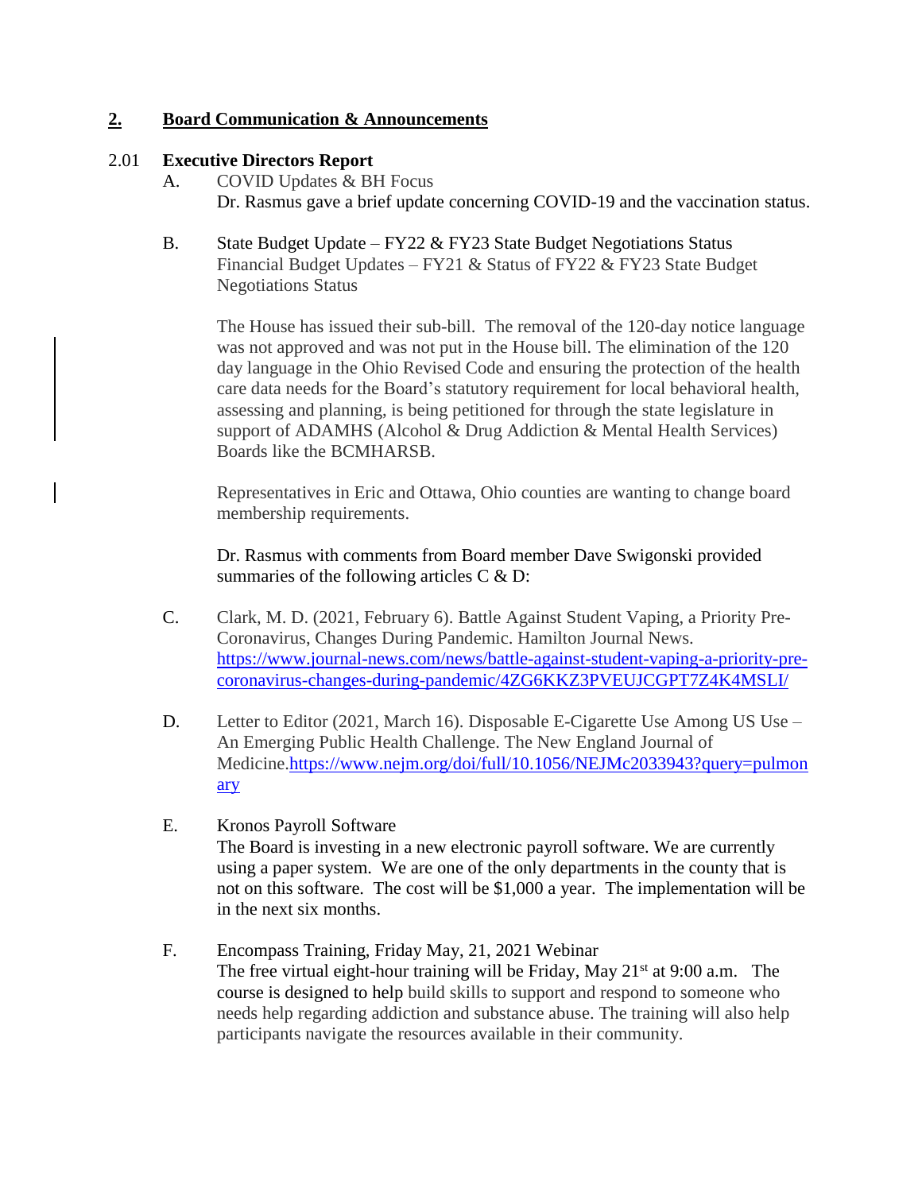## 2. Board Communication & Announcements

### 2.01 Executive Directors Report

A. COVID Updates & BH Focus

Dr. Rasmus gave a brief update concerning COVID-19 and the vaccination status.

B. State Budget Update – FY22 & FY23 State Budget Negotiations Status

Financial Budget Updates – FY21 & Status of FY22 & FY23 State Budget Negotiations Status

The House has issued their sub-bill. The removal of the 120-day notice language was not approved and was not put in the House bill. The elimination of the 120 day language in the Ohio Revised Code and ensuring the protection of the health care data needs for the Board's statutory requirement for local behavioral health, assessing and planning, is being petitioned for through the state legislature in support of ADAMHS (Alcohol & Drug Addiction & Mental Health Services) Boards like the BCMHARSB.

Representatives in Eric and Ottawa, Ohio counties are wanting to change board membership requirements.

Dr. Rasmus with comments from Board member Dave Swigonski provided summaries of the following articles C & D:

C. Clark, M. D. (2021, February 6). Battle Against Student Vaping, a Priority Pre-Coronavirus, Changes During Pandemic. Hamilton Journal News. https://www.journal-news.com/news/battle-against-student-vaping-a-priority-pre-coronavirus-changes-during-pandemic/4ZG6KKZ3PVEUJCGPT7Z4K4MSLI/

D. Letter to Editor (2021, March 16). Disposable E-Cigarette Use Among US Use – An Emerging Public Health Challenge. The New England Journal of Medicine.https://www.nejm.org/doi/full/10.1056/NEJMc2033943?query=pulmonary

E. Kronos Payroll Software

The Board is investing in a new electronic payroll software. We are currently using a paper system. We are one of the only departments in the county that is not on this software. The cost will be $1,000 a year. The implementation will be in the next six months.

F. Encompass Training, Friday May, 21, 2021 Webinar

The free virtual eight-hour training will be Friday, May 21st at 9:00 a.m. The course is designed to help build skills to support and respond to someone who needs help regarding addiction and substance abuse. The training will also help participants navigate the resources available in their community.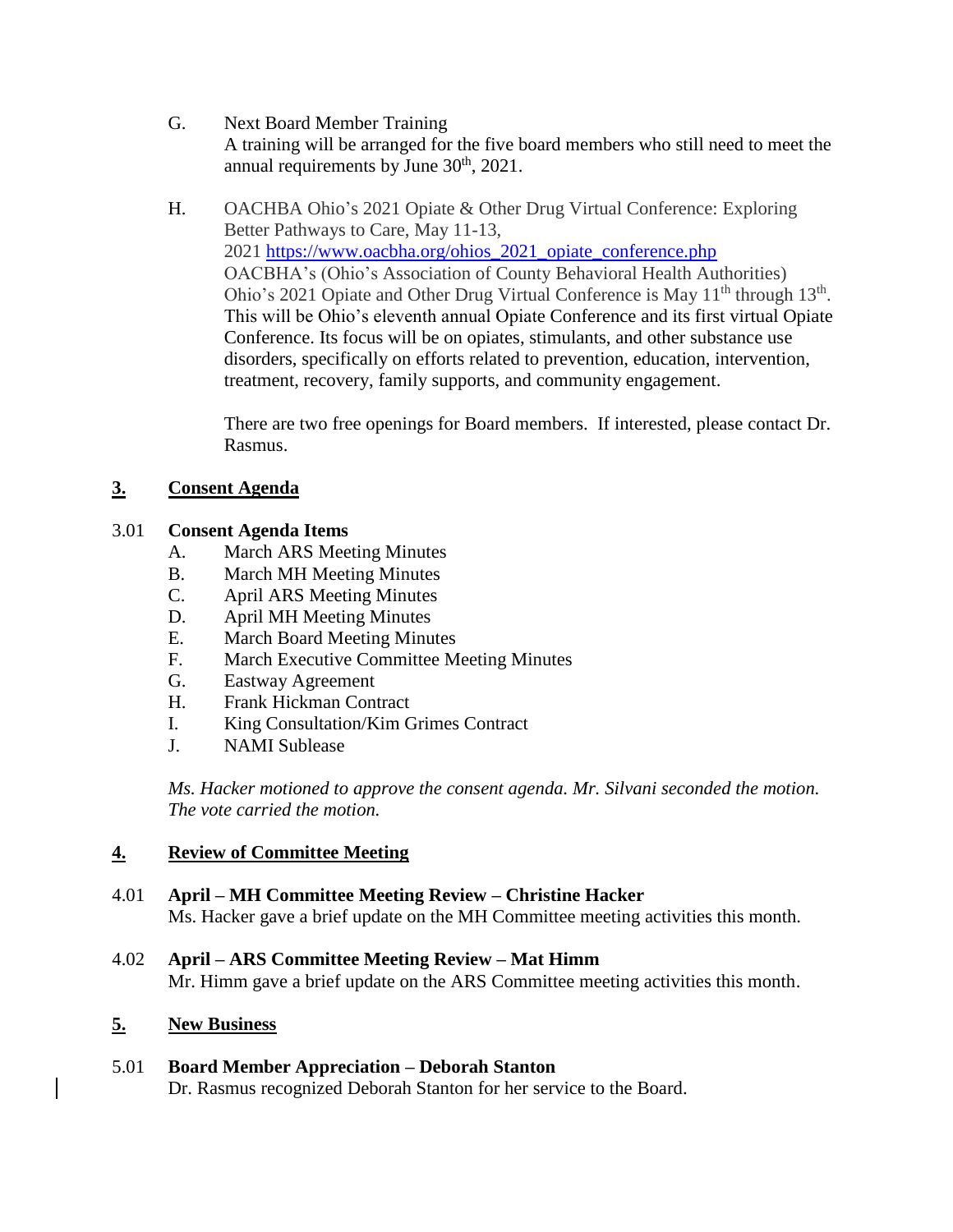G. Next Board Member Training

A training will be arranged for the five board members who still need to meet the annual requirements by June 30th, 2021.

H. OACHBA Ohio's 2021 Opiate & Other Drug Virtual Conference: Exploring Better Pathways to Care, May 11-13, 2021 https://www.oacbha.org/ohios_2021_opiate_conference.php

OACBHA's (Ohio's Association of County Behavioral Health Authorities) Ohio's 2021 Opiate and Other Drug Virtual Conference is May 11th through 13th. This will be Ohio's eleventh annual Opiate Conference and its first virtual Opiate Conference. Its focus will be on opiates, stimulants, and other substance use disorders, specifically on efforts related to prevention, education, intervention, treatment, recovery, family supports, and community engagement.

There are two free openings for Board members. If interested, please contact Dr. Rasmus.

## 3. Consent Agenda

### 3.01 Consent Agenda Items

- A. March ARS Meeting Minutes
- B. March MH Meeting Minutes
- C. April ARS Meeting Minutes
- D. April MH Meeting Minutes
- E. March Board Meeting Minutes
- F. March Executive Committee Meeting Minutes
- G. Eastway Agreement
- H. Frank Hickman Contract
- I. King Consultation/Kim Grimes Contract
- J. NAMI Sublease

*Ms. Hacker motioned to approve the consent agenda. Mr. Silvani seconded the motion. The vote carried the motion.*

## 4. Review of Committee Meeting

### 4.01 April – MH Committee Meeting Review – Christine Hacker

Ms. Hacker gave a brief update on the MH Committee meeting activities this month.

### 4.02 April – ARS Committee Meeting Review – Mat Himm

Mr. Himm gave a brief update on the ARS Committee meeting activities this month.

## 5. New Business

### 5.01 Board Member Appreciation – Deborah Stanton

Dr. Rasmus recognized Deborah Stanton for her service to the Board.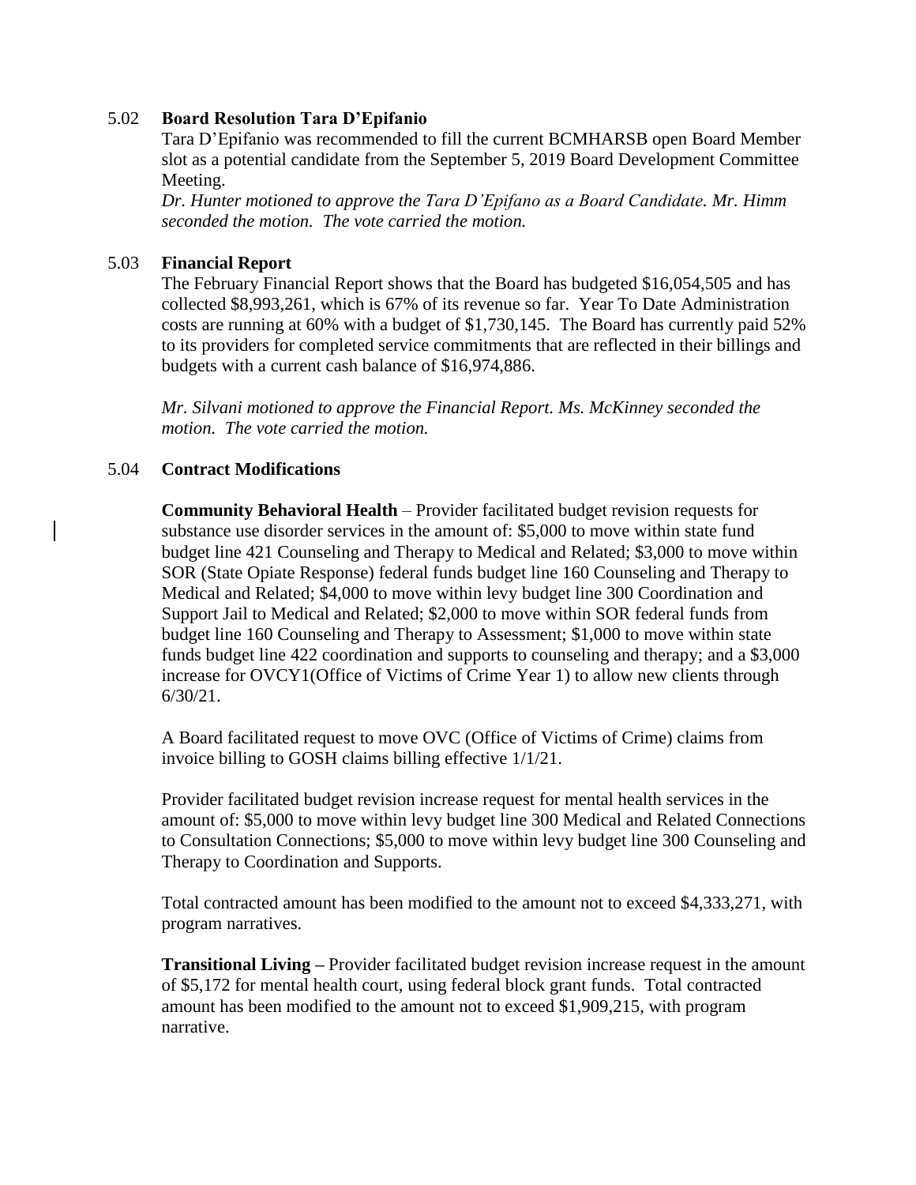5.02 **Board Resolution Tara D'Epifanio**

Tara D'Epifanio was recommended to fill the current BCMHARSB open Board Member slot as a potential candidate from the September 5, 2019 Board Development Committee Meeting.

*Dr. Hunter motioned to approve the Tara D'Epifano as a Board Candidate. Mr. Himm seconded the motion. The vote carried the motion.*

5.03 **Financial Report**

The February Financial Report shows that the Board has budgeted $16,054,505 and has collected $8,993,261, which is 67% of its revenue so far. Year To Date Administration costs are running at 60% with a budget of $1,730,145. The Board has currently paid 52% to its providers for completed service commitments that are reflected in their billings and budgets with a current cash balance of $16,974,886.

*Mr. Silvani motioned to approve the Financial Report. Ms. McKinney seconded the motion. The vote carried the motion.*

5.04 **Contract Modifications**

**Community Behavioral Health** – Provider facilitated budget revision requests for substance use disorder services in the amount of: $5,000 to move within state fund budget line 421 Counseling and Therapy to Medical and Related; $3,000 to move within SOR (State Opiate Response) federal funds budget line 160 Counseling and Therapy to Medical and Related; $4,000 to move within levy budget line 300 Coordination and Support Jail to Medical and Related; $2,000 to move within SOR federal funds from budget line 160 Counseling and Therapy to Assessment; $1,000 to move within state funds budget line 422 coordination and supports to counseling and therapy; and a $3,000 increase for OVCY1(Office of Victims of Crime Year 1) to allow new clients through 6/30/21.

A Board facilitated request to move OVC (Office of Victims of Crime) claims from invoice billing to GOSH claims billing effective 1/1/21.

Provider facilitated budget revision increase request for mental health services in the amount of: $5,000 to move within levy budget line 300 Medical and Related Connections to Consultation Connections; $5,000 to move within levy budget line 300 Counseling and Therapy to Coordination and Supports.

Total contracted amount has been modified to the amount not to exceed $4,333,271, with program narratives.

**Transitional Living –** Provider facilitated budget revision increase request in the amount of $5,172 for mental health court, using federal block grant funds. Total contracted amount has been modified to the amount not to exceed $1,909,215, with program narrative.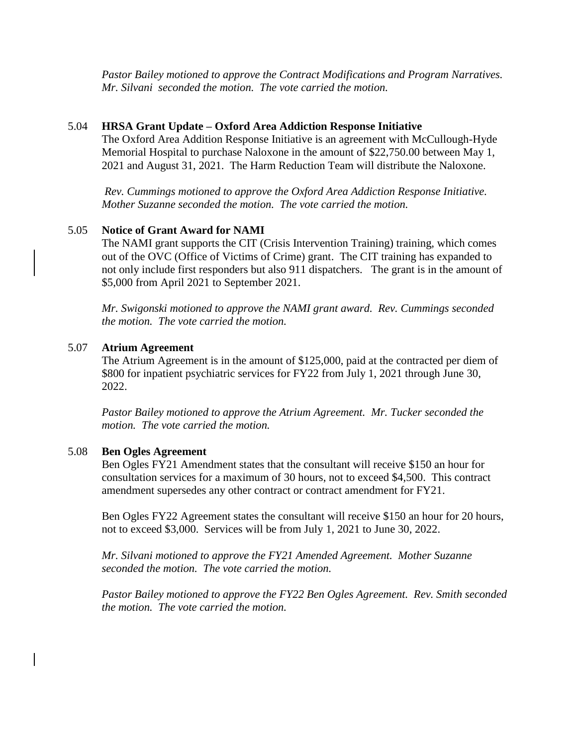*Pastor Bailey motioned to approve the Contract Modifications and Program Narratives. Mr. Silvani seconded the motion. The vote carried the motion.*

5.04 **HRSA Grant Update – Oxford Area Addiction Response Initiative**

The Oxford Area Addition Response Initiative is an agreement with McCullough-Hyde Memorial Hospital to purchase Naloxone in the amount of $22,750.00 between May 1, 2021 and August 31, 2021. The Harm Reduction Team will distribute the Naloxone.

*Rev. Cummings motioned to approve the Oxford Area Addiction Response Initiative. Mother Suzanne seconded the motion. The vote carried the motion.*

5.05 **Notice of Grant Award for NAMI**

The NAMI grant supports the CIT (Crisis Intervention Training) training, which comes out of the OVC (Office of Victims of Crime) grant. The CIT training has expanded to not only include first responders but also 911 dispatchers. The grant is in the amount of $5,000 from April 2021 to September 2021.

*Mr. Swigonski motioned to approve the NAMI grant award. Rev. Cummings seconded the motion. The vote carried the motion.*

5.07 **Atrium Agreement**

The Atrium Agreement is in the amount of $125,000, paid at the contracted per diem of $800 for inpatient psychiatric services for FY22 from July 1, 2021 through June 30, 2022.

*Pastor Bailey motioned to approve the Atrium Agreement. Mr. Tucker seconded the motion. The vote carried the motion.*

5.08 **Ben Ogles Agreement**

Ben Ogles FY21 Amendment states that the consultant will receive $150 an hour for consultation services for a maximum of 30 hours, not to exceed $4,500. This contract amendment supersedes any other contract or contract amendment for FY21.

Ben Ogles FY22 Agreement states the consultant will receive $150 an hour for 20 hours, not to exceed $3,000. Services will be from July 1, 2021 to June 30, 2022.

*Mr. Silvani motioned to approve the FY21 Amended Agreement. Mother Suzanne seconded the motion. The vote carried the motion.*

*Pastor Bailey motioned to approve the FY22 Ben Ogles Agreement. Rev. Smith seconded the motion. The vote carried the motion.*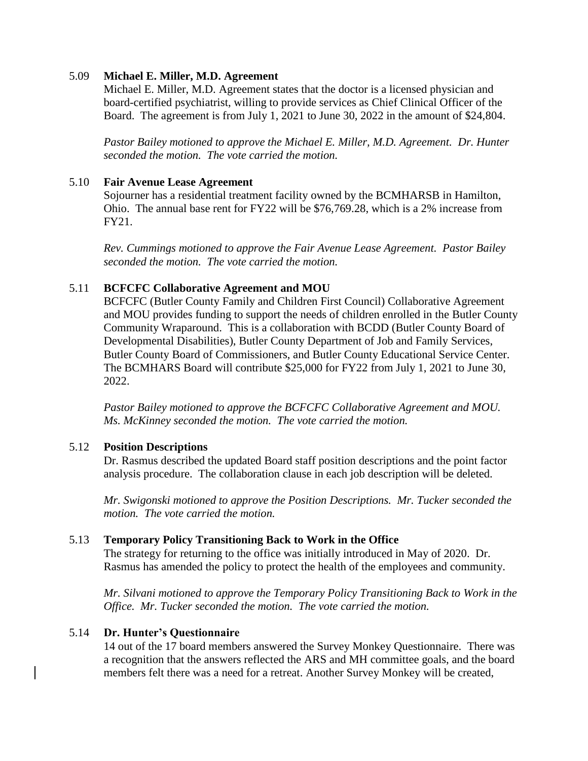5.09 **Michael E. Miller, M.D. Agreement**

Michael E. Miller, M.D. Agreement states that the doctor is a licensed physician and board-certified psychiatrist, willing to provide services as Chief Clinical Officer of the Board. The agreement is from July 1, 2021 to June 30, 2022 in the amount of $24,804.

*Pastor Bailey motioned to approve the Michael E. Miller, M.D. Agreement. Dr. Hunter seconded the motion. The vote carried the motion.*

5.10 **Fair Avenue Lease Agreement**

Sojourner has a residential treatment facility owned by the BCMHARSB in Hamilton, Ohio. The annual base rent for FY22 will be $76,769.28, which is a 2% increase from FY21.

*Rev. Cummings motioned to approve the Fair Avenue Lease Agreement. Pastor Bailey seconded the motion. The vote carried the motion.*

5.11 **BCFCFC Collaborative Agreement and MOU**

BCFCFC (Butler County Family and Children First Council) Collaborative Agreement and MOU provides funding to support the needs of children enrolled in the Butler County Community Wraparound. This is a collaboration with BCDD (Butler County Board of Developmental Disabilities), Butler County Department of Job and Family Services, Butler County Board of Commissioners, and Butler County Educational Service Center. The BCMHARS Board will contribute $25,000 for FY22 from July 1, 2021 to June 30, 2022.

*Pastor Bailey motioned to approve the BCFCFC Collaborative Agreement and MOU. Ms. McKinney seconded the motion. The vote carried the motion.*

5.12 **Position Descriptions**

Dr. Rasmus described the updated Board staff position descriptions and the point factor analysis procedure. The collaboration clause in each job description will be deleted.

*Mr. Swigonski motioned to approve the Position Descriptions. Mr. Tucker seconded the motion. The vote carried the motion.*

5.13 **Temporary Policy Transitioning Back to Work in the Office**

The strategy for returning to the office was initially introduced in May of 2020. Dr. Rasmus has amended the policy to protect the health of the employees and community.

*Mr. Silvani motioned to approve the Temporary Policy Transitioning Back to Work in the Office. Mr. Tucker seconded the motion. The vote carried the motion.*

5.14 **Dr. Hunter's Questionnaire**

14 out of the 17 board members answered the Survey Monkey Questionnaire. There was a recognition that the answers reflected the ARS and MH committee goals, and the board members felt there was a need for a retreat. Another Survey Monkey will be created,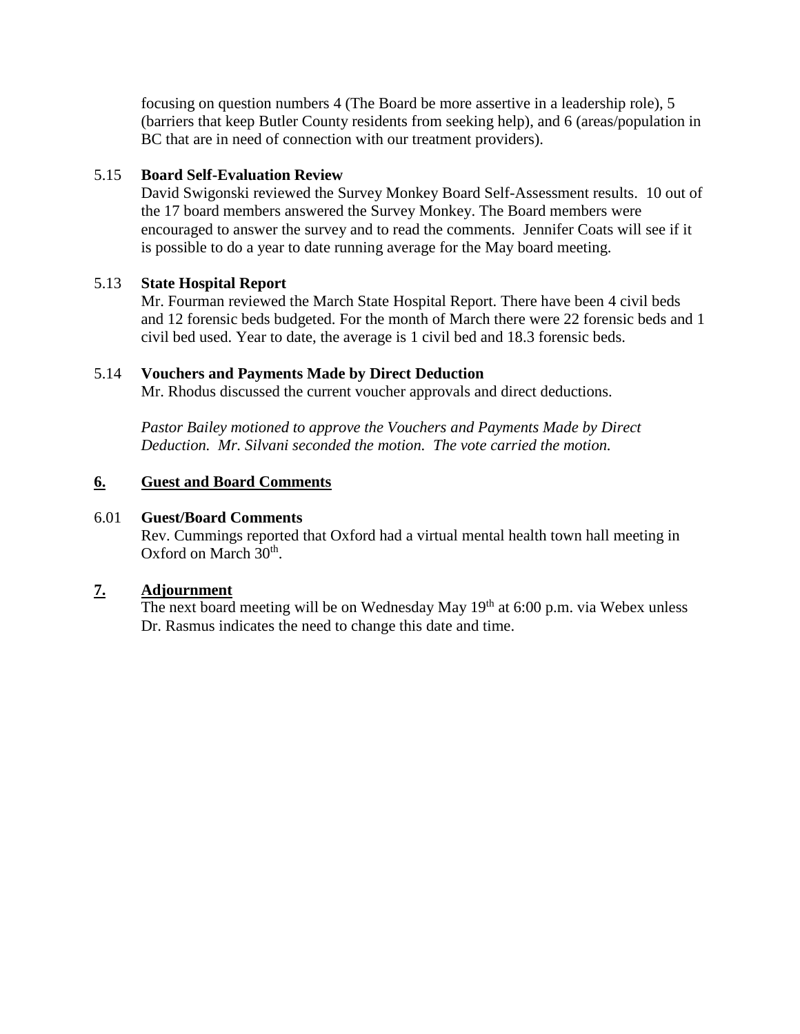focusing on question numbers 4 (The Board be more assertive in a leadership role), 5 (barriers that keep Butler County residents from seeking help), and 6 (areas/population in BC that are in need of connection with our treatment providers).

5.15 **Board Self-Evaluation Review**

David Swigonski reviewed the Survey Monkey Board Self-Assessment results. 10 out of the 17 board members answered the Survey Monkey. The Board members were encouraged to answer the survey and to read the comments. Jennifer Coats will see if it is possible to do a year to date running average for the May board meeting.

5.13 **State Hospital Report**

Mr. Fourman reviewed the March State Hospital Report. There have been 4 civil beds and 12 forensic beds budgeted. For the month of March there were 22 forensic beds and 1 civil bed used. Year to date, the average is 1 civil bed and 18.3 forensic beds.

5.14 **Vouchers and Payments Made by Direct Deduction**

Mr. Rhodus discussed the current voucher approvals and direct deductions.

*Pastor Bailey motioned to approve the Vouchers and Payments Made by Direct Deduction. Mr. Silvani seconded the motion. The vote carried the motion.*

## 6. Guest and Board Comments

6.01 **Guest/Board Comments**

Rev. Cummings reported that Oxford had a virtual mental health town hall meeting in Oxford on March 30th.

## 7. Adjournment

The next board meeting will be on Wednesday May 19th at 6:00 p.m. via Webex unless Dr. Rasmus indicates the need to change this date and time.